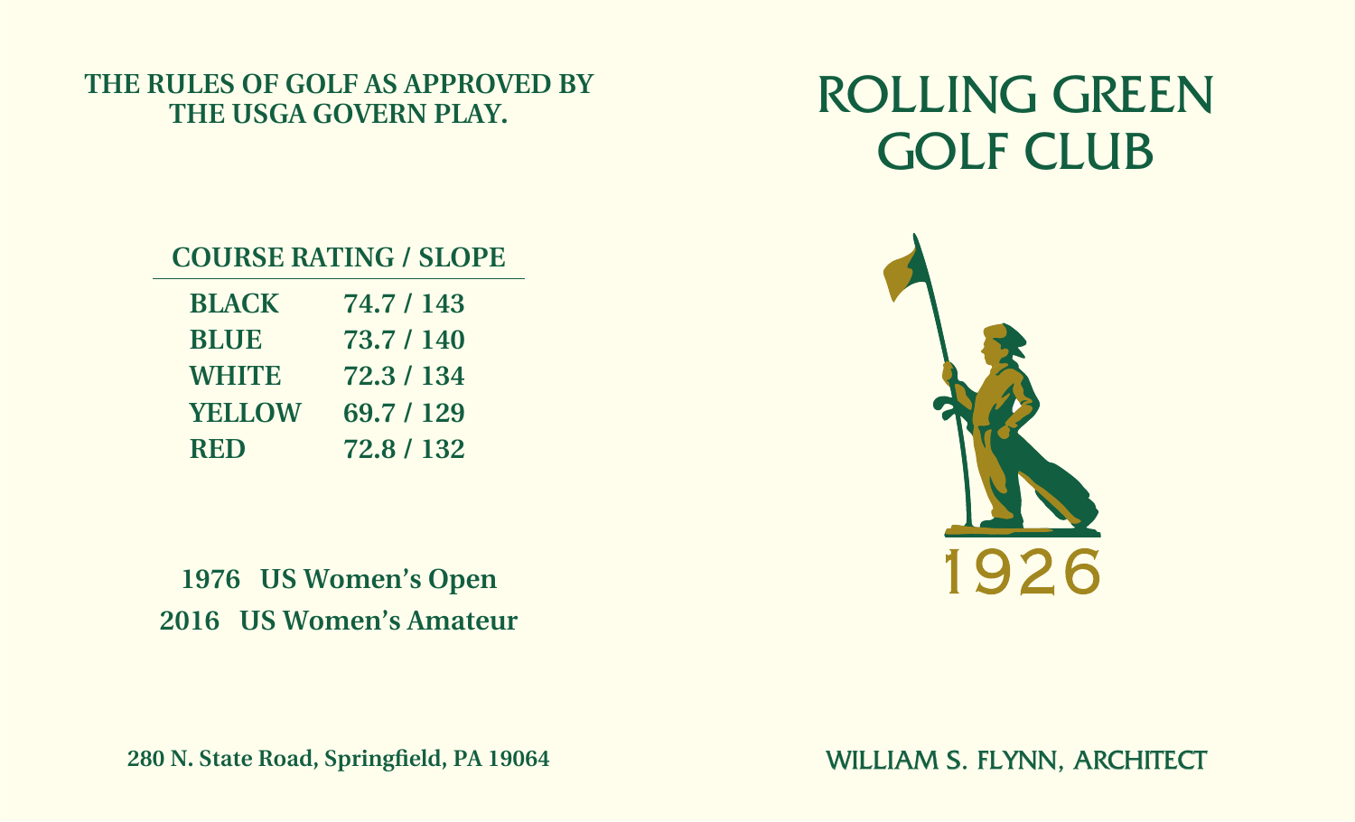**THE RULES OF GOLF AS APPROVED BY THE USGA GOVERN PLAY.**

| COURSE RATING / SLOPE | |
|---|---|
| BLACK | 74.7 / 143 |
| BLUE | 73.7 / 140 |
| WHITE | 72.3 / 134 |
| YELLOW | 69.7 / 129 |
| RED | 72.8 / 132 |

**1976 US Women's Open**

**2016 US Women's Amateur**

**280 N. State Road, Springfield, PA 19064**

# ROLLING GREEN GOLF CLUB

1926

WILLIAM S. FLYNN, ARCHITECT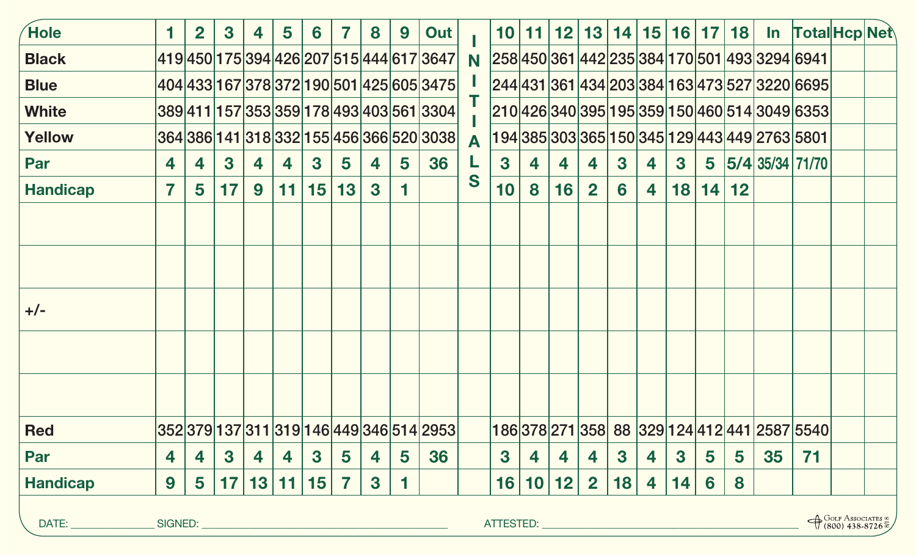| Hole | 1 | 2 | 3 | 4 | 5 | 6 | 7 | 8 | 9 | Out | | 10 | 11 | 12 | 13 | 14 | 15 | 16 | 17 | 18 | In | Total | Hcp | Net |
|---|---|---|---|---|---|---|---|---|---|---|---|---|---|---|---|---|---|---|---|---|---|---|---|---|
| Black | 419 | 450 | 175 | 394 | 426 | 207 | 515 | 444 | 617 | 3647 | I | 258 | 450 | 361 | 442 | 235 | 384 | 170 | 501 | 493 | 3294 | 6941 | | |
| Blue | 404 | 433 | 167 | 378 | 372 | 190 | 501 | 425 | 605 | 3475 | N | 244 | 431 | 361 | 434 | 203 | 384 | 163 | 473 | 527 | 3220 | 6695 | | |
| White | 389 | 411 | 157 | 353 | 359 | 178 | 493 | 403 | 561 | 3304 | I | 210 | 426 | 340 | 395 | 195 | 359 | 150 | 460 | 514 | 3049 | 6353 | | |
| Yellow | 364 | 386 | 141 | 318 | 332 | 155 | 456 | 366 | 520 | 3038 | T | 194 | 385 | 303 | 365 | 150 | 345 | 129 | 443 | 449 | 2763 | 5801 | | |
| Par | 4 | 4 | 3 | 4 | 4 | 3 | 5 | 4 | 5 | 36 | I A L | 3 | 4 | 4 | 4 | 3 | 4 | 3 | 5 | 5/4 | 35/34 | 71/70 | | |
| Handicap | 7 | 5 | 17 | 9 | 11 | 15 | 13 | 3 | 1 | | S | 10 | 8 | 16 | 2 | 6 | 4 | 18 | 14 | 12 | | | | |
| | | | | | | | | | | | | | | | | | | | | | | | | |
| | | | | | | | | | | | | | | | | | | | | | | | | |
| +/- | | | | | | | | | | | | | | | | | | | | | | | | |
| | | | | | | | | | | | | | | | | | | | | | | | | |
| | | | | | | | | | | | | | | | | | | | | | | | | |
| Red | 352 | 379 | 137 | 311 | 319 | 146 | 449 | 346 | 514 | 2953 | | 186 | 378 | 271 | 358 | 88 | 329 | 124 | 412 | 441 | 2587 | 5540 | | |
| Par | 4 | 4 | 3 | 4 | 4 | 3 | 5 | 4 | 5 | 36 | | 3 | 4 | 4 | 4 | 3 | 4 | 3 | 5 | 5 | 35 | 71 | | |
| Handicap | 9 | 5 | 17 | 13 | 11 | 15 | 7 | 3 | 1 | | | 16 | 10 | 12 | 2 | 18 | 4 | 14 | 6 | 8 | | | | |

DATE: ______________ SIGNED: ____________________________________________ ATTESTED: ____________________________________________

Golf Associates (800) 438-8726